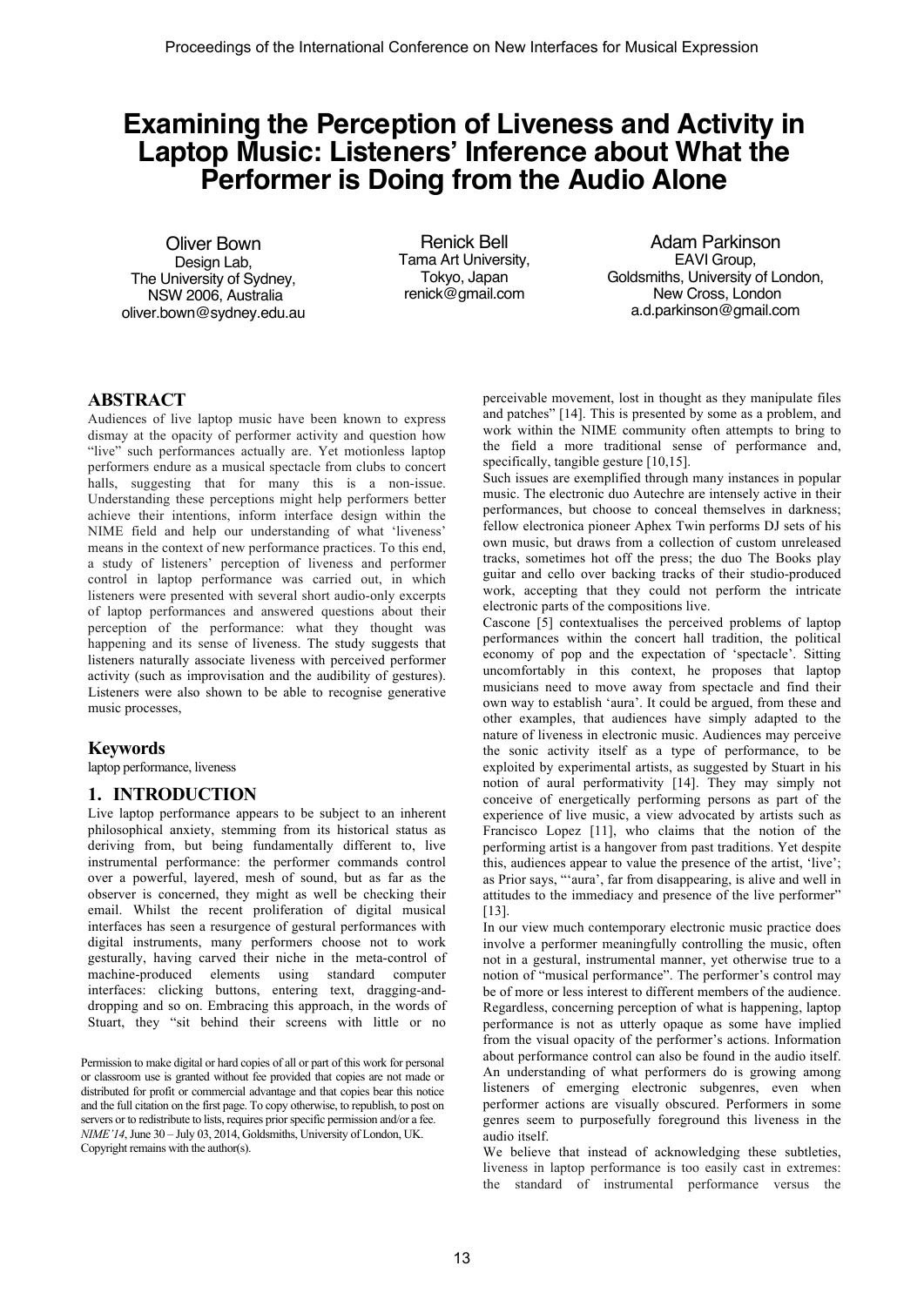# Examining the Perception of Liveness and Activity in Laptop Music: Listeners' Inference about What the Performer is Doing from the Audio Alone

Oliver Bown
Design Lab,
The University of Sydney,
NSW 2006, Australia
oliver.bown@sydney.edu.au

Renick Bell
Tama Art University,
Tokyo, Japan
renick@gmail.com

Adam Parkinson
EAVI Group,
Goldsmiths, University of London,
New Cross, London
a.d.parkinson@gmail.com

## ABSTRACT

Audiences of live laptop music have been known to express dismay at the opacity of performer activity and question how "live" such performances actually are. Yet motionless laptop performers endure as a musical spectacle from clubs to concert halls, suggesting that for many this is a non-issue. Understanding these perceptions might help performers better achieve their intentions, inform interface design within the NIME field and help our understanding of what 'liveness' means in the context of new performance practices. To this end, a study of listeners' perception of liveness and performer control in laptop performance was carried out, in which listeners were presented with several short audio-only excerpts of laptop performances and answered questions about their perception of the performance: what they thought was happening and its sense of liveness. The study suggests that listeners naturally associate liveness with perceived performer activity (such as improvisation and the audibility of gestures). Listeners were also shown to be able to recognise generative music processes,

## Keywords

laptop performance, liveness

## 1. INTRODUCTION

Live laptop performance appears to be subject to an inherent philosophical anxiety, stemming from its historical status as deriving from, but being fundamentally different to, live instrumental performance: the performer commands control over a powerful, layered, mesh of sound, but as far as the observer is concerned, they might as well be checking their email. Whilst the recent proliferation of digital musical interfaces has seen a resurgence of gestural performances with digital instruments, many performers choose not to work gesturally, having carved their niche in the meta-control of machine-produced elements using standard computer interfaces: clicking buttons, entering text, dragging-and-dropping and so on. Embracing this approach, in the words of Stuart, they "sit behind their screens with little or no perceivable movement, lost in thought as they manipulate files and patches" [14]. This is presented by some as a problem, and work within the NIME community often attempts to bring to the field a more traditional sense of performance and, specifically, tangible gesture [10,15].

Such issues are exemplified through many instances in popular music. The electronic duo Autechre are intensely active in their performances, but choose to conceal themselves in darkness; fellow electronica pioneer Aphex Twin performs DJ sets of his own music, but draws from a collection of custom unreleased tracks, sometimes hot off the press; the duo The Books play guitar and cello over backing tracks of their studio-produced work, accepting that they could not perform the intricate electronic parts of the compositions live.

Cascone [5] contextualises the perceived problems of laptop performances within the concert hall tradition, the political economy of pop and the expectation of 'spectacle'. Sitting uncomfortably in this context, he proposes that laptop musicians need to move away from spectacle and find their own way to establish 'aura'. It could be argued, from these and other examples, that audiences have simply adapted to the nature of liveness in electronic music. Audiences may perceive the sonic activity itself as a type of performance, to be exploited by experimental artists, as suggested by Stuart in his notion of aural performativity [14]. They may simply not conceive of energetically performing persons as part of the experience of live music, a view advocated by artists such as Francisco Lopez [11], who claims that the notion of the performing artist is a hangover from past traditions. Yet despite this, audiences appear to value the presence of the artist, 'live'; as Prior says, "'aura', far from disappearing, is alive and well in attitudes to the immediacy and presence of the live performer" [13].

In our view much contemporary electronic music practice does involve a performer meaningfully controlling the music, often not in a gestural, instrumental manner, yet otherwise true to a notion of "musical performance". The performer's control may be of more or less interest to different members of the audience. Regardless, concerning perception of what is happening, laptop performance is not as utterly opaque as some have implied from the visual opacity of the performer's actions. Information about performance control can also be found in the audio itself. An understanding of what performers do is growing among listeners of emerging electronic subgenres, even when performer actions are visually obscured. Performers in some genres seem to purposefully foreground this liveness in the audio itself.

We believe that instead of acknowledging these subtleties, liveness in laptop performance is too easily cast in extremes: the standard of instrumental performance versus the

Permission to make digital or hard copies of all or part of this work for personal or classroom use is granted without fee provided that copies are not made or distributed for profit or commercial advantage and that copies bear this notice and the full citation on the first page. To copy otherwise, to republish, to post on servers or to redistribute to lists, requires prior specific permission and/or a fee.
*NIME'14*, June 30 – July 03, 2014, Goldsmiths, University of London, UK.
Copyright remains with the author(s).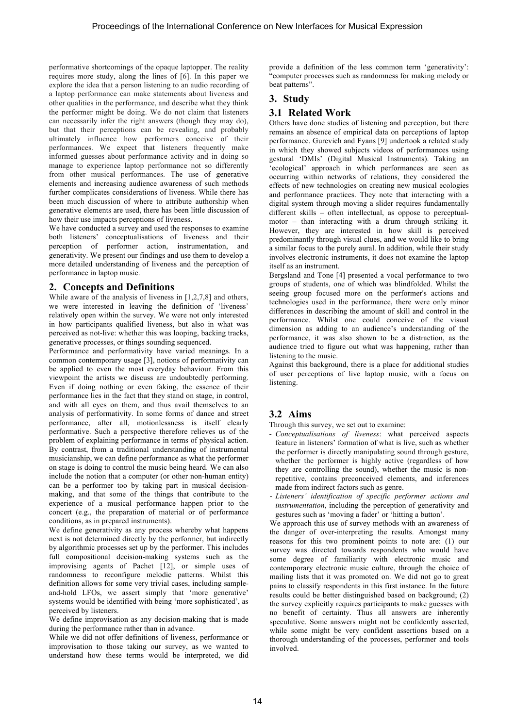performative shortcomings of the opaque laptopper. The reality requires more study, along the lines of [6]. In this paper we explore the idea that a person listening to an audio recording of a laptop performance can make statements about liveness and other qualities in the performance, and describe what they think the performer might be doing. We do not claim that listeners can necessarily infer the right answers (though they may do), but that their perceptions can be revealing, and probably ultimately influence how performers conceive of their performances. We expect that listeners frequently make informed guesses about performance activity and in doing so manage to experience laptop performance not so differently from other musical performances. The use of generative elements and increasing audience awareness of such methods further complicates considerations of liveness. While there has been much discussion of where to attribute authorship when generative elements are used, there has been little discussion of how their use impacts perceptions of liveness.

We have conducted a survey and used the responses to examine both listeners' conceptualisations of liveness and their perception of performer action, instrumentation, and generativity. We present our findings and use them to develop a more detailed understanding of liveness and the perception of performance in laptop music.

## 2. Concepts and Definitions

While aware of the analysis of liveness in [1,2,7,8] and others, we were interested in leaving the definition of 'liveness' relatively open within the survey. We were not only interested in how participants qualified liveness, but also in what was perceived as not-live: whether this was looping, backing tracks, generative processes, or things sounding sequenced.

Performance and performativity have varied meanings. In a common contemporary usage [3], notions of performativity can be applied to even the most everyday behaviour. From this viewpoint the artists we discuss are undoubtedly performing. Even if doing nothing or even faking, the essence of their performance lies in the fact that they stand on stage, in control, and with all eyes on them, and thus avail themselves to an analysis of performativity. In some forms of dance and street performance, after all, motionlessness is itself clearly performative. Such a perspective therefore relieves us of the problem of explaining performance in terms of physical action. By contrast, from a traditional understanding of instrumental musicianship, we can define performance as what the performer on stage is doing to control the music being heard. We can also include the notion that a computer (or other non-human entity) can be a performer too by taking part in musical decision-making, and that some of the things that contribute to the experience of a musical performance happen prior to the concert (e.g., the preparation of material or of performance conditions, as in prepared instruments).

We define generativity as any process whereby what happens next is not determined directly by the performer, but indirectly by algorithmic processes set up by the performer. This includes full compositional decision-making systems such as the improvising agents of Pachet [12], or simple uses of randomness to reconfigure melodic patterns. Whilst this definition allows for some very trivial cases, including sample-and-hold LFOs, we assert simply that 'more generative' systems would be identified with being 'more sophisticated', as perceived by listeners.

We define improvisation as any decision-making that is made during the performance rather than in advance.

While we did not offer definitions of liveness, performance or improvisation to those taking our survey, as we wanted to understand how these terms would be interpreted, we did provide a definition of the less common term 'generativity': "computer processes such as randomness for making melody or beat patterns".

## 3. Study

### 3.1 Related Work

Others have done studies of listening and perception, but there remains an absence of empirical data on perceptions of laptop performance. Gurevich and Fyans [9] undertook a related study in which they showed subjects videos of performances using gestural 'DMIs' (Digital Musical Instruments). Taking an 'ecological' approach in which performances are seen as occurring within networks of relations, they considered the effects of new technologies on creating new musical ecologies and performance practices. They note that interacting with a digital system through moving a slider requires fundamentally different skills – often intellectual, as oppose to perceptual-motor – than interacting with a drum through striking it. However, they are interested in how skill is perceived predominantly through visual clues, and we would like to bring a similar focus to the purely aural. In addition, while their study involves electronic instruments, it does not examine the laptop itself as an instrument.

Bergsland and Tone [4] presented a vocal performance to two groups of students, one of which was blindfolded. Whilst the seeing group focused more on the performer's actions and technologies used in the performance, there were only minor differences in describing the amount of skill and control in the performance. Whilst one could conceive of the visual dimension as adding to an audience's understanding of the performance, it was also shown to be a distraction, as the audience tried to figure out what was happening, rather than listening to the music.

Against this background, there is a place for additional studies of user perceptions of live laptop music, with a focus on listening.

### 3.2 Aims

Through this survey, we set out to examine:

- *Conceptualisations of liveness*: what perceived aspects feature in listeners' formation of what is live, such as whether the performer is directly manipulating sound through gesture, whether the performer is highly active (regardless of how they are controlling the sound), whether the music is non-repetitive, contains preconceived elements, and inferences made from indirect factors such as genre.
- *Listeners' identification of specific performer actions and instrumentation*, including the perception of generativity and gestures such as 'moving a fader' or 'hitting a button'.

We approach this use of survey methods with an awareness of the danger of over-interpreting the results. Amongst many reasons for this two prominent points to note are: (1) our survey was directed towards respondents who would have some degree of familiarity with electronic music and contemporary electronic music culture, through the choice of mailing lists that it was promoted on. We did not go to great pains to classify respondents in this first instance. In the future results could be better distinguished based on background; (2) the survey explicitly requires participants to make guesses with no benefit of certainty. Thus all answers are inherently speculative. Some answers might not be confidently asserted, while some might be very confident assertions based on a thorough understanding of the processes, performer and tools involved.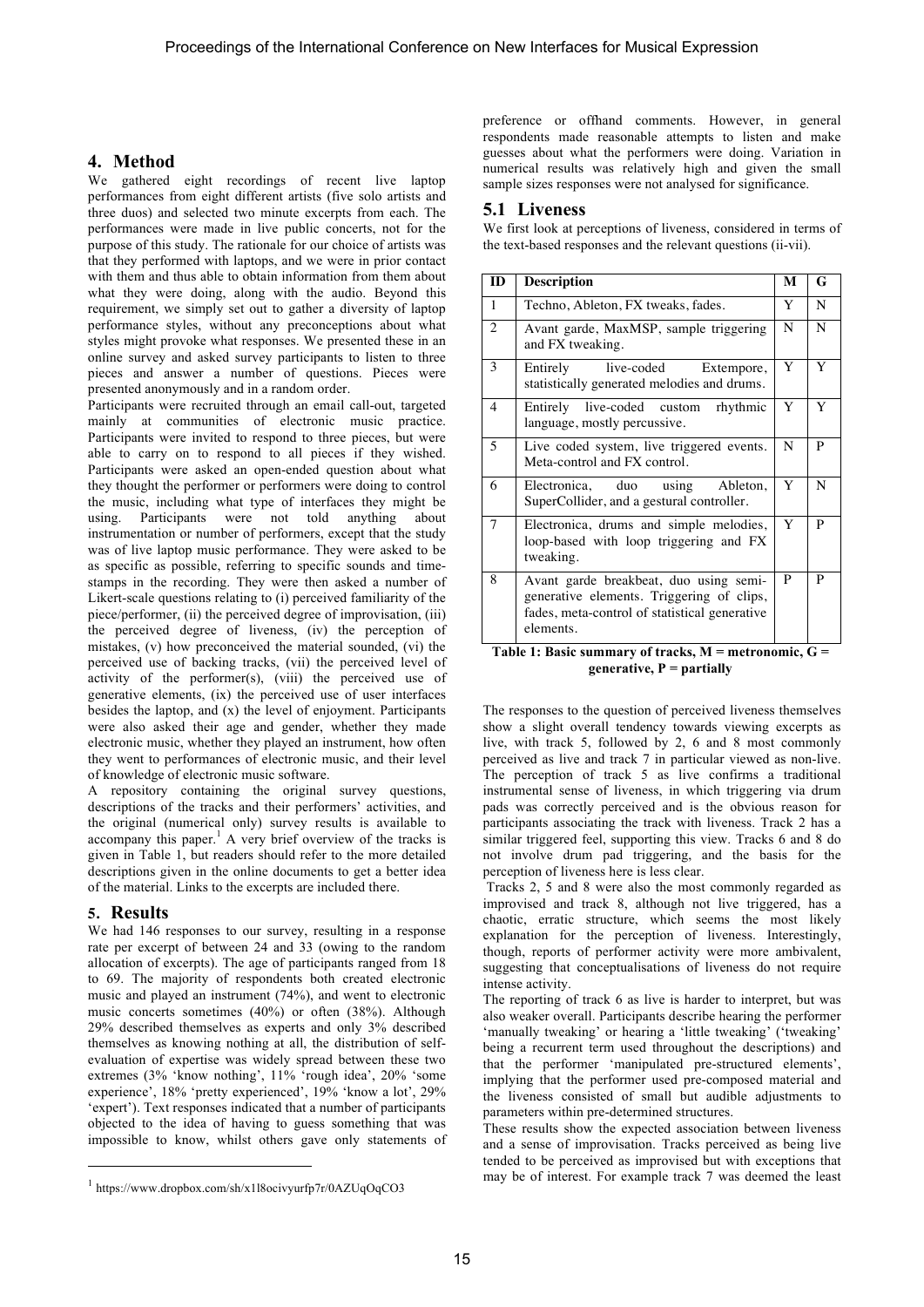## 4. Method

We gathered eight recordings of recent live laptop performances from eight different artists (five solo artists and three duos) and selected two minute excerpts from each. The performances were made in live public concerts, not for the purpose of this study. The rationale for our choice of artists was that they performed with laptops, and we were in prior contact with them and thus able to obtain information from them about what they were doing, along with the audio. Beyond this requirement, we simply set out to gather a diversity of laptop performance styles, without any preconceptions about what styles might provoke what responses. We presented these in an online survey and asked survey participants to listen to three pieces and answer a number of questions. Pieces were presented anonymously and in a random order.

Participants were recruited through an email call-out, targeted mainly at communities of electronic music practice. Participants were invited to respond to three pieces, but were able to carry on to respond to all pieces if they wished. Participants were asked an open-ended question about what they thought the performer or performers were doing to control the music, including what type of interfaces they might be using. Participants were not told anything about instrumentation or number of performers, except that the study was of live laptop music performance. They were asked to be as specific as possible, referring to specific sounds and time-stamps in the recording. They were then asked a number of Likert-scale questions relating to (i) perceived familiarity of the piece/performer, (ii) the perceived degree of improvisation, (iii) the perceived degree of liveness, (iv) the perception of mistakes, (v) how preconceived the material sounded, (vi) the perceived use of backing tracks, (vii) the perceived level of activity of the performer(s), (viii) the perceived use of generative elements, (ix) the perceived use of user interfaces besides the laptop, and (x) the level of enjoyment. Participants were also asked their age and gender, whether they made electronic music, whether they played an instrument, how often they went to performances of electronic music, and their level of knowledge of electronic music software.

A repository containing the original survey questions, descriptions of the tracks and their performers' activities, and the original (numerical only) survey results is available to accompany this paper.[1] A very brief overview of the tracks is given in Table 1, but readers should refer to the more detailed descriptions given in the online documents to get a better idea of the material. Links to the excerpts are included there.

## 5. Results

We had 146 responses to our survey, resulting in a response rate per excerpt of between 24 and 33 (owing to the random allocation of excerpts). The age of participants ranged from 18 to 69. The majority of respondents both created electronic music and played an instrument (74%), and went to electronic music concerts sometimes (40%) or often (38%). Although 29% described themselves as experts and only 3% described themselves as knowing nothing at all, the distribution of self-evaluation of expertise was widely spread between these two extremes (3% 'know nothing', 11% 'rough idea', 20% 'some experience', 18% 'pretty experienced', 19% 'know a lot', 29% 'expert'). Text responses indicated that a number of participants objected to the idea of having to guess something that was impossible to know, whilst others gave only statements of preference or offhand comments. However, in general respondents made reasonable attempts to listen and make guesses about what the performers were doing. Variation in numerical results was relatively high and given the small sample sizes responses were not analysed for significance.

### 5.1 Liveness

We first look at perceptions of liveness, considered in terms of the text-based responses and the relevant questions (ii-vii).

| ID | Description | M | G |
|---|---|---|---|
| 1 | Techno, Ableton, FX tweaks, fades. | Y | N |
| 2 | Avant garde, MaxMSP, sample triggering and FX tweaking. | N | N |
| 3 | Entirely live-coded Extempore, statistically generated melodies and drums. | Y | Y |
| 4 | Entirely live-coded custom rhythmic language, mostly percussive. | Y | Y |
| 5 | Live coded system, live triggered events. Meta-control and FX control. | N | P |
| 6 | Electronica, duo using Ableton, SuperCollider, and a gestural controller. | Y | N |
| 7 | Electronica, drums and simple melodies, loop-based with loop triggering and FX tweaking. | Y | P |
| 8 | Avant garde breakbeat, duo using semi-generative elements. Triggering of clips, fades, meta-control of statistical generative elements. | P | P |

**Table 1: Basic summary of tracks, M = metronomic, G = generative, P = partially**

The responses to the question of perceived liveness themselves show a slight overall tendency towards viewing excerpts as live, with track 5, followed by 2, 6 and 8 most commonly perceived as live and track 7 in particular viewed as non-live. The perception of track 5 as live confirms a traditional instrumental sense of liveness, in which triggering via drum pads was correctly perceived and is the obvious reason for participants associating the track with liveness. Track 2 has a similar triggered feel, supporting this view. Tracks 6 and 8 do not involve drum pad triggering, and the basis for the perception of liveness here is less clear.

Tracks 2, 5 and 8 were also the most commonly regarded as improvised and track 8, although not live triggered, has a chaotic, erratic structure, which seems the most likely explanation for the perception of liveness. Interestingly, though, reports of performer activity were more ambivalent, suggesting that conceptualisations of liveness do not require intense activity.

The reporting of track 6 as live is harder to interpret, but was also weaker overall. Participants describe hearing the performer 'manually tweaking' or hearing a 'little tweaking' ('tweaking' being a recurrent term used throughout the descriptions) and that the performer 'manipulated pre-structured elements', implying that the performer used pre-composed material and the liveness consisted of small but audible adjustments to parameters within pre-determined structures.

These results show the expected association between liveness and a sense of improvisation. Tracks perceived as being live tended to be perceived as improvised but with exceptions that may be of interest. For example track 7 was deemed the least

[1] https://www.dropbox.com/sh/x1l8ocivyurfp7r/0AZUqOqCO3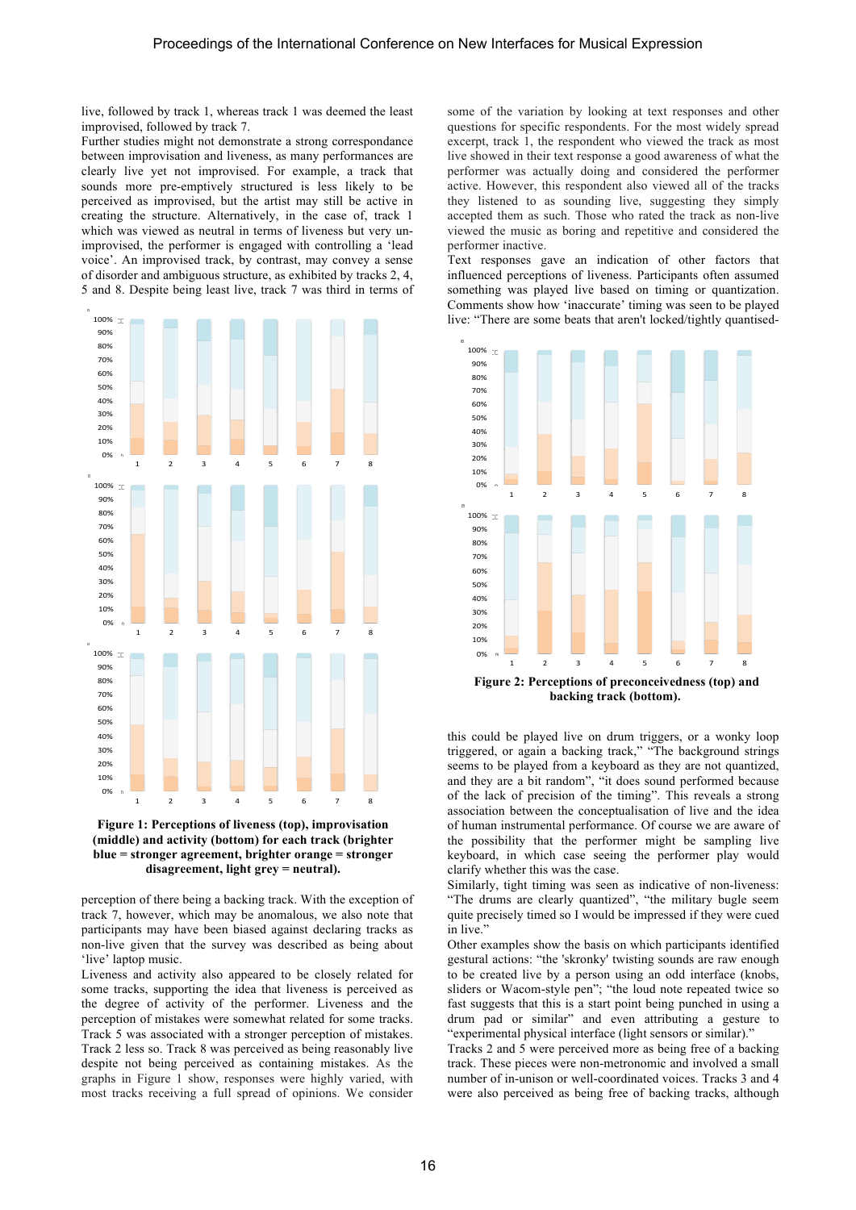live, followed by track 1, whereas track 1 was deemed the least improvised, followed by track 7.

Further studies might not demonstrate a strong correspondance between improvisation and liveness, as many performances are clearly live yet not improvised. For example, a track that sounds more pre-emptively structured is less likely to be perceived as improvised, but the artist may still be active in creating the structure. Alternatively, in the case of, track 1 which was viewed as neutral in terms of liveness but very un-improvised, the performer is engaged with controlling a 'lead voice'. An improvised track, by contrast, may convey a sense of disorder and ambiguous structure, as exhibited by tracks 2, 4, 5 and 8. Despite being least live, track 7 was third in terms of perception of there being a backing track. With the exception of track 7, however, which may be anomalous, we also note that participants may have been biased against declaring tracks as non-live given that the survey was described as being about 'live' laptop music.

**Figure 1: Perceptions of liveness (top), improvisation (middle) and activity (bottom) for each track (brighter blue = stronger agreement, brighter orange = stronger disagreement, light grey = neutral).**

Liveness and activity also appeared to be closely related for some tracks, supporting the idea that liveness is perceived as the degree of activity of the performer. Liveness and the perception of mistakes were somewhat related for some tracks. Track 5 was associated with a stronger perception of mistakes. Track 2 less so. Track 8 was perceived as being reasonably live despite not being perceived as containing mistakes. As the graphs in Figure 1 show, responses were highly varied, with most tracks receiving a full spread of opinions. We consider some of the variation by looking at text responses and other questions for specific respondents. For the most widely spread excerpt, track 1, the respondent who viewed the track as most live showed in their text response a good awareness of what the performer was actually doing and considered the performer active. However, this respondent also viewed all of the tracks they listened to as sounding live, suggesting they simply accepted them as such. Those who rated the track as non-live viewed the music as boring and repetitive and considered the performer inactive.

Text responses gave an indication of other factors that influenced perceptions of liveness. Participants often assumed something was played live based on timing or quantization. Comments show how 'inaccurate' timing was seen to be played live: "There are some beats that aren't locked/tightly quantised-this could be played live on drum triggers, or a wonky loop triggered, or again a backing track," "The background strings seems to be played from a keyboard as they are not quantized, and they are a bit random", "it does sound performed because of the lack of precision of the timing". This reveals a strong association between the conceptualisation of live and the idea of human instrumental performance. Of course we are aware of the possibility that the performer might be sampling live keyboard, in which case seeing the performer play would clarify whether this was the case.

**Figure 2: Perceptions of preconceivedness (top) and backing track (bottom).**

Similarly, tight timing was seen as indicative of non-liveness: "The drums are clearly quantized", "the military bugle seem quite precisely timed so I would be impressed if they were cued in live."

Other examples show the basis on which participants identified gestural actions: "the 'skronky' twisting sounds are raw enough to be created live by a person using an odd interface (knobs, sliders or Wacom-style pen"; "the loud note repeated twice so fast suggests that this is a start point being punched in using a drum pad or similar" and even attributing a gesture to "experimental physical interface (light sensors or similar)."

Tracks 2 and 5 were perceived more as being free of a backing track. These pieces were non-metronomic and involved a small number of in-unison or well-coordinated voices. Tracks 3 and 4 were also perceived as being free of backing tracks, although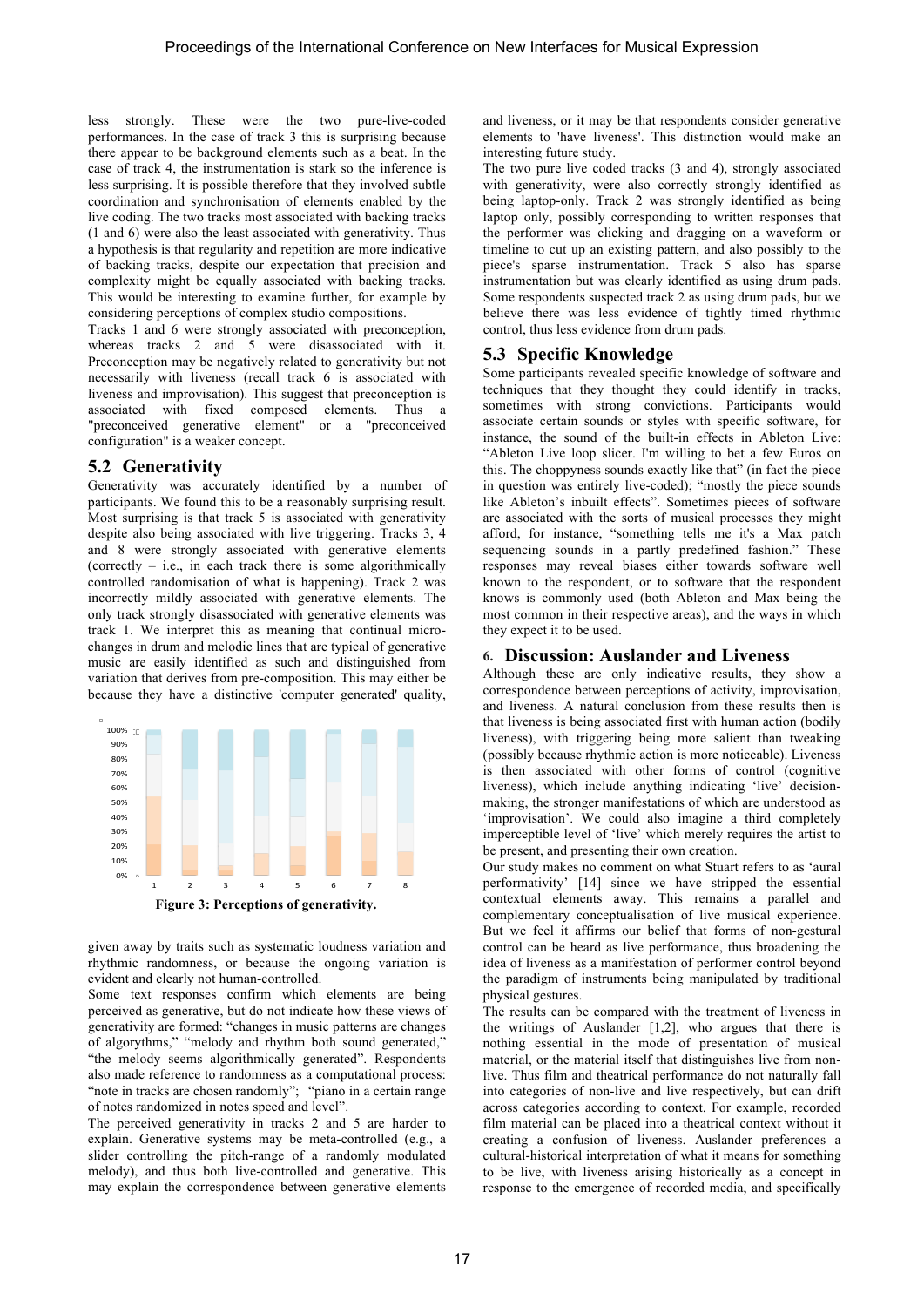less strongly. These were the two pure-live-coded performances. In the case of track 3 this is surprising because there appear to be background elements such as a beat. In the case of track 4, the instrumentation is stark so the inference is less surprising. It is possible therefore that they involved subtle coordination and synchronisation of elements enabled by the live coding. The two tracks most associated with backing tracks (1 and 6) were also the least associated with generativity. Thus a hypothesis is that regularity and repetition are more indicative of backing tracks, despite our expectation that precision and complexity might be equally associated with backing tracks. This would be interesting to examine further, for example by considering perceptions of complex studio compositions.

Tracks 1 and 6 were strongly associated with preconception, whereas tracks 2 and 5 were disassociated with it. Preconception may be negatively related to generativity but not necessarily with liveness (recall track 6 is associated with liveness and improvisation). This suggest that preconception is associated with fixed composed elements. Thus a "preconceived generative element" or a "preconceived configuration" is a weaker concept.

## 5.2 Generativity

Generativity was accurately identified by a number of participants. We found this to be a reasonably surprising result. Most surprising is that track 5 is associated with generativity despite also being associated with live triggering. Tracks 3, 4 and 8 were strongly associated with generative elements (correctly – i.e., in each track there is some algorithmically controlled randomisation of what is happening). Track 2 was incorrectly mildly associated with generative elements. The only track strongly disassociated with generative elements was track 1. We interpret this as meaning that continual micro-changes in drum and melodic lines that are typical of generative music are easily identified as such and distinguished from variation that derives from pre-composition. This may either be because they have a distinctive 'computer generated' quality,

**Figure 3: Perceptions of generativity.**

given away by traits such as systematic loudness variation and rhythmic randomness, or because the ongoing variation is evident and clearly not human-controlled.

Some text responses confirm which elements are being perceived as generative, but do not indicate how these views of generativity are formed: "changes in music patterns are changes of algorythms," "melody and rhythm both sound generated," "the melody seems algorithmically generated". Respondents also made reference to randomness as a computational process: "note in tracks are chosen randomly"; "piano in a certain range of notes randomized in notes speed and level".

The perceived generativity in tracks 2 and 5 are harder to explain. Generative systems may be meta-controlled (e.g., a slider controlling the pitch-range of a randomly modulated melody), and thus both live-controlled and generative. This may explain the correspondence between generative elements and liveness, or it may be that respondents consider generative elements to 'have liveness'. This distinction would make an interesting future study.

The two pure live coded tracks (3 and 4), strongly associated with generativity, were also correctly strongly identified as being laptop-only. Track 2 was strongly identified as being laptop only, possibly corresponding to written responses that the performer was clicking and dragging on a waveform or timeline to cut up an existing pattern, and also possibly to the piece's sparse instrumentation. Track 5 also has sparse instrumentation but was clearly identified as using drum pads. Some respondents suspected track 2 as using drum pads, but we believe there was less evidence of tightly timed rhythmic control, thus less evidence from drum pads.

## 5.3 Specific Knowledge

Some participants revealed specific knowledge of software and techniques that they thought they could identify in tracks, sometimes with strong convictions. Participants would associate certain sounds or styles with specific software, for instance, the sound of the built-in effects in Ableton Live: "Ableton Live loop slicer. I'm willing to bet a few Euros on this. The choppyness sounds exactly like that" (in fact the piece in question was entirely live-coded); "mostly the piece sounds like Ableton's inbuilt effects". Sometimes pieces of software are associated with the sorts of musical processes they might afford, for instance, "something tells me it's a Max patch sequencing sounds in a partly predefined fashion." These responses may reveal biases either towards software well known to the respondent, or to software that the respondent knows is commonly used (both Ableton and Max being the most common in their respective areas), and the ways in which they expect it to be used.

# 6. Discussion: Auslander and Liveness

Although these are only indicative results, they show a correspondence between perceptions of activity, improvisation, and liveness. A natural conclusion from these results then is that liveness is being associated first with human action (bodily liveness), with triggering being more salient than tweaking (possibly because rhythmic action is more noticeable). Liveness is then associated with other forms of control (cognitive liveness), which include anything indicating 'live' decision-making, the stronger manifestations of which are understood as 'improvisation'. We could also imagine a third completely imperceptible level of 'live' which merely requires the artist to be present, and presenting their own creation.

Our study makes no comment on what Stuart refers to as 'aural performativity' [14] since we have stripped the essential contextual elements away. This remains a parallel and complementary conceptualisation of live musical experience. But we feel it affirms our belief that forms of non-gestural control can be heard as live performance, thus broadening the idea of liveness as a manifestation of performer control beyond the paradigm of instruments being manipulated by traditional physical gestures.

The results can be compared with the treatment of liveness in the writings of Auslander [1,2], who argues that there is nothing essential in the mode of presentation of musical material, or the material itself that distinguishes live from non-live. Thus film and theatrical performance do not naturally fall into categories of non-live and live respectively, but can drift across categories according to context. For example, recorded film material can be placed into a theatrical context without it creating a confusion of liveness. Auslander preferences a cultural-historical interpretation of what it means for something to be live, with liveness arising historically as a concept in response to the emergence of recorded media, and specifically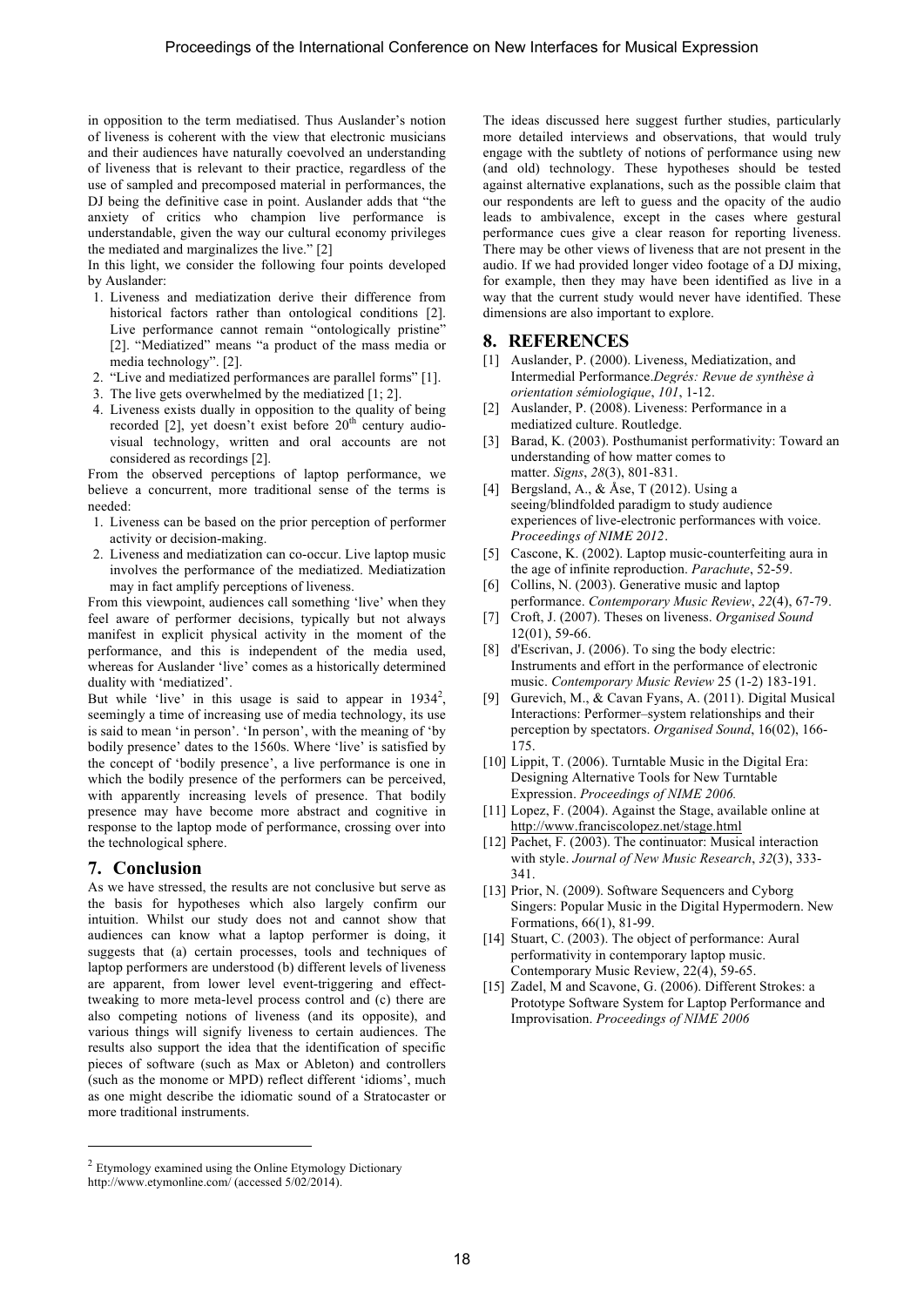in opposition to the term mediatised. Thus Auslander's notion of liveness is coherent with the view that electronic musicians and their audiences have naturally coevolved an understanding of liveness that is relevant to their practice, regardless of the use of sampled and precomposed material in performances, the DJ being the definitive case in point. Auslander adds that "the anxiety of critics who champion live performance is understandable, given the way our cultural economy privileges the mediated and marginalizes the live." [2]

In this light, we consider the following four points developed by Auslander:

1. Liveness and mediatization derive their difference from historical factors rather than ontological conditions [2]. Live performance cannot remain "ontologically pristine" [2]. "Mediatized" means "a product of the mass media or media technology". [2].
2. "Live and mediatized performances are parallel forms" [1].
3. The live gets overwhelmed by the mediatized [1; 2].
4. Liveness exists dually in opposition to the quality of being recorded [2], yet doesn't exist before 20th century audio-visual technology, written and oral accounts are not considered as recordings [2].

From the observed perceptions of laptop performance, we believe a concurrent, more traditional sense of the terms is needed:

1. Liveness can be based on the prior perception of performer activity or decision-making.
2. Liveness and mediatization can co-occur. Live laptop music involves the performance of the mediatized. Mediatization may in fact amplify perceptions of liveness.

From this viewpoint, audiences call something 'live' when they feel aware of performer decisions, typically but not always manifest in explicit physical activity in the moment of the performance, and this is independent of the media used, whereas for Auslander 'live' comes as a historically determined duality with 'mediatized'.

But while 'live' in this usage is said to appear in 1934[2], seemingly a time of increasing use of media technology, its use is said to mean 'in person'. 'In person', with the meaning of 'by bodily presence' dates to the 1560s. Where 'live' is satisfied by the concept of 'bodily presence', a live performance is one in which the bodily presence of the performers can be perceived, with apparently increasing levels of presence. That bodily presence may have become more abstract and cognitive in response to the laptop mode of performance, crossing over into the technological sphere.

## 7. Conclusion

As we have stressed, the results are not conclusive but serve as the basis for hypotheses which also largely confirm our intuition. Whilst our study does not and cannot show that audiences can know what a laptop performer is doing, it suggests that (a) certain processes, tools and techniques of laptop performers are understood (b) different levels of liveness are apparent, from lower level event-triggering and effect-tweaking to more meta-level process control and (c) there are also competing notions of liveness (and its opposite), and various things will signify liveness to certain audiences. The results also support the idea that the identification of specific pieces of software (such as Max or Ableton) and controllers (such as the monome or MPD) reflect different 'idioms', much as one might describe the idiomatic sound of a Stratocaster or more traditional instruments.

The ideas discussed here suggest further studies, particularly more detailed interviews and observations, that would truly engage with the subtlety of notions of performance using new (and old) technology. These hypotheses should be tested against alternative explanations, such as the possible claim that our respondents are left to guess and the opacity of the audio leads to ambivalence, except in the cases where gestural performance cues give a clear reason for reporting liveness. There may be other views of liveness that are not present in the audio. If we had provided longer video footage of a DJ mixing, for example, then they may have been identified as live in a way that the current study would never have identified. These dimensions are also important to explore.

## 8. REFERENCES

[1] Auslander, P. (2000). Liveness, Mediatization, and Intermedial Performance.*Degrés: Revue de synthèse à orientation sémiologique*, *101*, 1-12.

[2] Auslander, P. (2008). Liveness: Performance in a mediatized culture. Routledge.

[3] Barad, K. (2003). Posthumanist performativity: Toward an understanding of how matter comes to matter. *Signs*, *28*(3), 801-831.

[4] Bergsland, A., & Åse, T (2012). Using a seeing/blindfolded paradigm to study audience experiences of live-electronic performances with voice. *Proceedings of NIME 2012*.

[5] Cascone, K. (2002). Laptop music-counterfeiting aura in the age of infinite reproduction. *Parachute*, 52-59.

[6] Collins, N. (2003). Generative music and laptop performance. *Contemporary Music Review*, *22*(4), 67-79.

[7] Croft, J. (2007). Theses on liveness. *Organised Sound* 12(01), 59-66.

[8] d'Escrivan, J. (2006). To sing the body electric: Instruments and effort in the performance of electronic music. *Contemporary Music Review* 25 (1-2) 183-191.

[9] Gurevich, M., & Cavan Fyans, A. (2011). Digital Musical Interactions: Performer–system relationships and their perception by spectators. *Organised Sound*, 16(02), 166-175.

[10] Lippit, T. (2006). Turntable Music in the Digital Era: Designing Alternative Tools for New Turntable Expression. *Proceedings of NIME 2006.*

[11] Lopez, F. (2004). Against the Stage, available online at http://www.franciscolopez.net/stage.html

[12] Pachet, F. (2003). The continuator: Musical interaction with style. *Journal of New Music Research*, *32*(3), 333-341.

[13] Prior, N. (2009). Software Sequencers and Cyborg Singers: Popular Music in the Digital Hypermodern. New Formations, 66(1), 81-99.

[14] Stuart, C. (2003). The object of performance: Aural performativity in contemporary laptop music. Contemporary Music Review, 22(4), 59-65.

[15] Zadel, M and Scavone, G. (2006). Different Strokes: a Prototype Software System for Laptop Performance and Improvisation. *Proceedings of NIME 2006*

[2] Etymology examined using the Online Etymology Dictionary http://www.etymonline.com/ (accessed 5/02/2014).